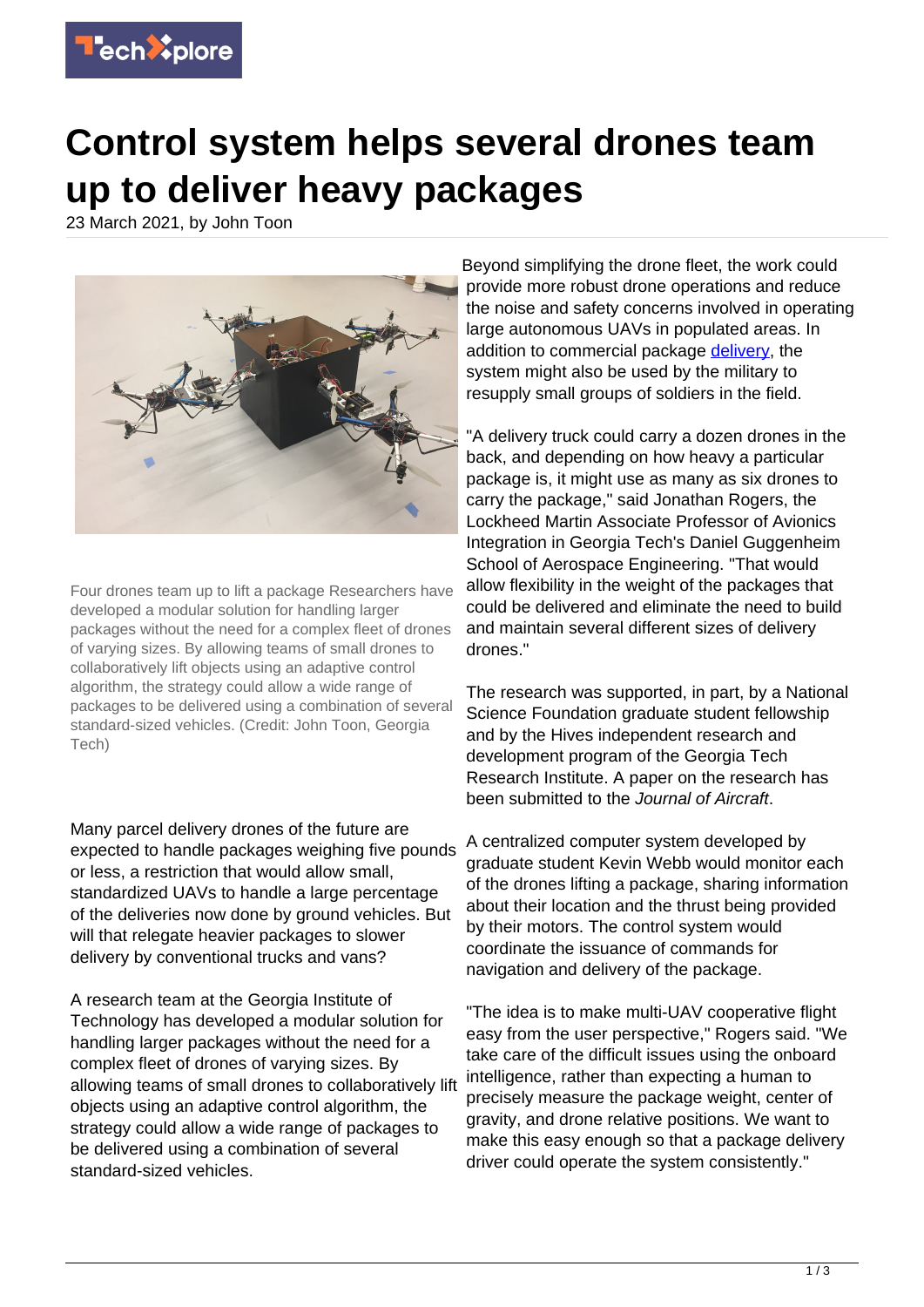# Control system helps several drones team up to deliver heavy packages

23 March 2021, by John Toon

Four drones team up to lift a package Researchers have developed a modular solution for handling larger packages without the need for a complex fleet of drones of varying sizes. By allowing teams of small drones to collaboratively lift objects using an adaptive control algorithm, the strategy could allow a wide range of packages to be delivered using a combination of several standard-sized vehicles. (Credit: John Toon, Georgia Tech)

Many parcel delivery drones of the future are expected to handle packages weighing five pounds or less, a restriction that would allow small, standardized UAVs to handle a large percentage of the deliveries now done by ground vehicles. But will that relegate heavier packages to slower delivery by conventional trucks and vans?

A research team at the Georgia Institute of Technology has developed a modular solution for handling larger packages without the need for a complex fleet of drones of varying sizes. By allowing teams of small drones to collaboratively lift objects using an adaptive control algorithm, the strategy could allow a wide range of packages to be delivered using a combination of several standard-sized vehicles.

Beyond simplifying the drone fleet, the work could provide more robust drone operations and reduce the noise and safety concerns involved in operating large autonomous UAVs in populated areas. In addition to commercial package delivery, the system might also be used by the military to resupply small groups of soldiers in the field.

"A delivery truck could carry a dozen drones in the back, and depending on how heavy a particular package is, it might use as many as six drones to carry the package," said Jonathan Rogers, the Lockheed Martin Associate Professor of Avionics Integration in Georgia Tech's Daniel Guggenheim School of Aerospace Engineering. "That would allow flexibility in the weight of the packages that could be delivered and eliminate the need to build and maintain several different sizes of delivery drones."

The research was supported, in part, by a National Science Foundation graduate student fellowship and by the Hives independent research and development program of the Georgia Tech Research Institute. A paper on the research has been submitted to the *Journal of Aircraft*.

A centralized computer system developed by graduate student Kevin Webb would monitor each of the drones lifting a package, sharing information about their location and the thrust being provided by their motors. The control system would coordinate the issuance of commands for navigation and delivery of the package.

"The idea is to make multi-UAV cooperative flight easy from the user perspective," Rogers said. "We take care of the difficult issues using the onboard intelligence, rather than expecting a human to precisely measure the package weight, center of gravity, and drone relative positions. We want to make this easy enough so that a package delivery driver could operate the system consistently."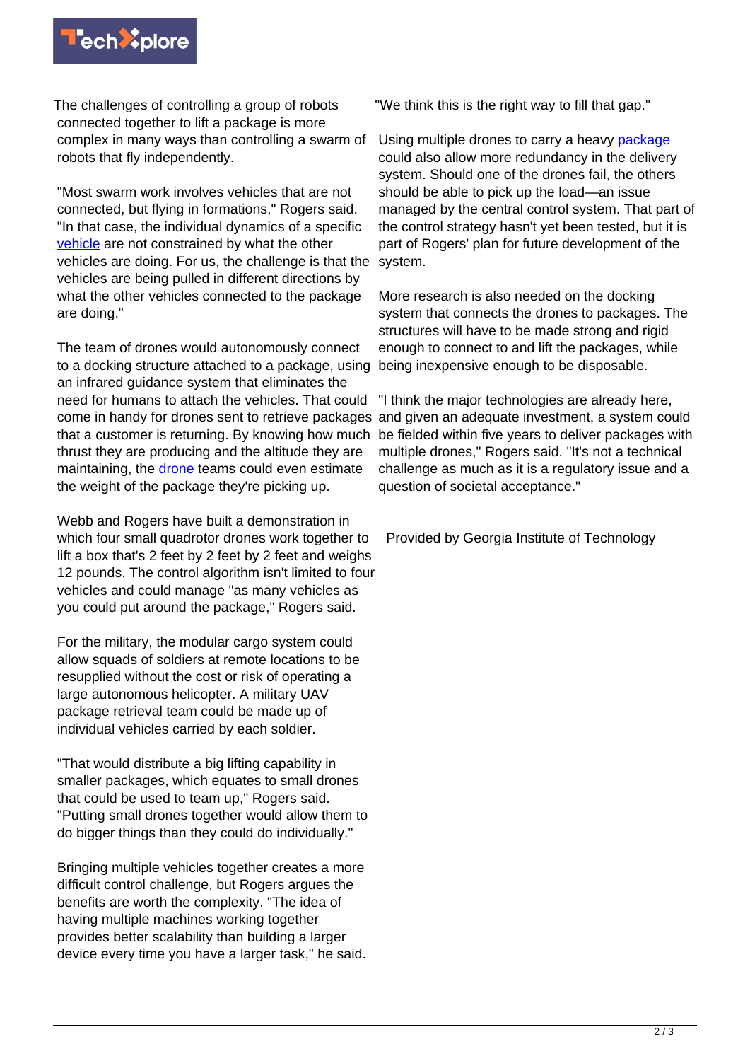The challenges of controlling a group of robots connected together to lift a package is more complex in many ways than controlling a swarm of robots that fly independently.

"Most swarm work involves vehicles that are not connected, but flying in formations," Rogers said. "In that case, the individual dynamics of a specific vehicle are not constrained by what the other vehicles are doing. For us, the challenge is that the vehicles are being pulled in different directions by what the other vehicles connected to the package are doing."

The team of drones would autonomously connect to a docking structure attached to a package, using an infrared guidance system that eliminates the need for humans to attach the vehicles. That could come in handy for drones sent to retrieve packages that a customer is returning. By knowing how much thrust they are producing and the altitude they are maintaining, the drone teams could even estimate the weight of the package they're picking up.

Webb and Rogers have built a demonstration in which four small quadrotor drones work together to lift a box that's 2 feet by 2 feet by 2 feet and weighs 12 pounds. The control algorithm isn't limited to four vehicles and could manage "as many vehicles as you could put around the package," Rogers said.

For the military, the modular cargo system could allow squads of soldiers at remote locations to be resupplied without the cost or risk of operating a large autonomous helicopter. A military UAV package retrieval team could be made up of individual vehicles carried by each soldier.

"That would distribute a big lifting capability in smaller packages, which equates to small drones that could be used to team up," Rogers said. "Putting small drones together would allow them to do bigger things than they could do individually."

Bringing multiple vehicles together creates a more difficult control challenge, but Rogers argues the benefits are worth the complexity. "The idea of having multiple machines working together provides better scalability than building a larger device every time you have a larger task," he said. "We think this is the right way to fill that gap."

Using multiple drones to carry a heavy package could also allow more redundancy in the delivery system. Should one of the drones fail, the others should be able to pick up the load—an issue managed by the central control system. That part of the control strategy hasn't yet been tested, but it is part of Rogers' plan for future development of the system.

More research is also needed on the docking system that connects the drones to packages. The structures will have to be made strong and rigid enough to connect to and lift the packages, while being inexpensive enough to be disposable.

"I think the major technologies are already here, and given an adequate investment, a system could be fielded within five years to deliver packages with multiple drones," Rogers said. "It's not a technical challenge as much as it is a regulatory issue and a question of societal acceptance."

Provided by Georgia Institute of Technology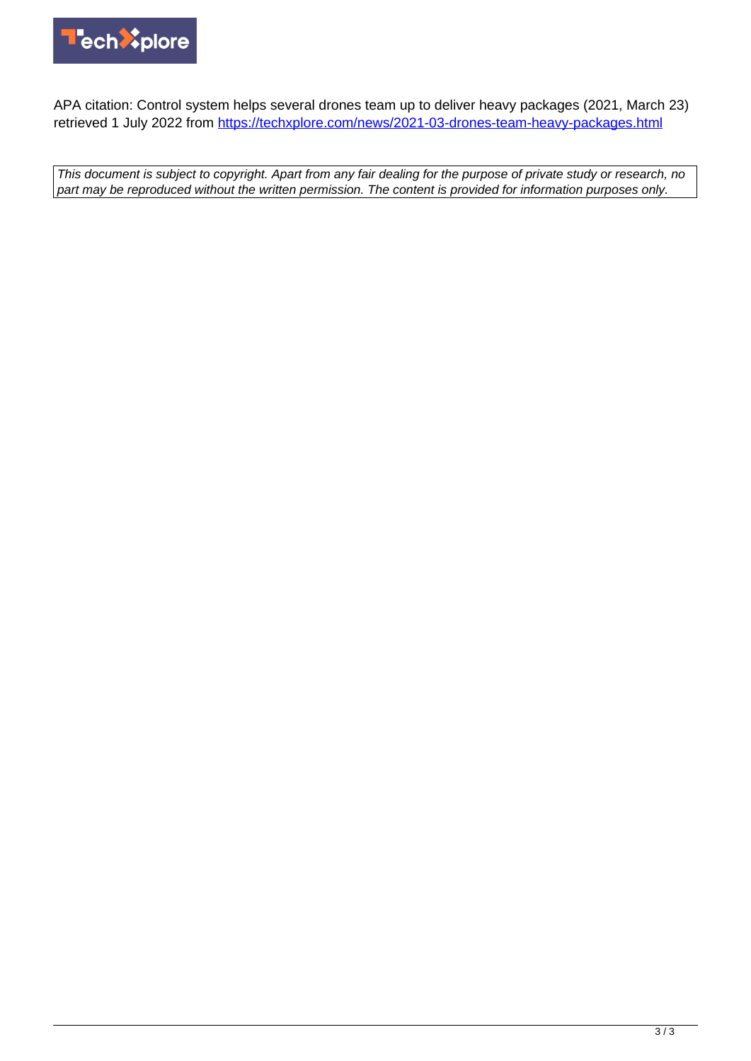APA citation: Control system helps several drones team up to deliver heavy packages (2021, March 23) retrieved 1 July 2022 from https://techxplore.com/news/2021-03-drones-team-heavy-packages.html

*This document is subject to copyright. Apart from any fair dealing for the purpose of private study or research, no part may be reproduced without the written permission. The content is provided for information purposes only.*